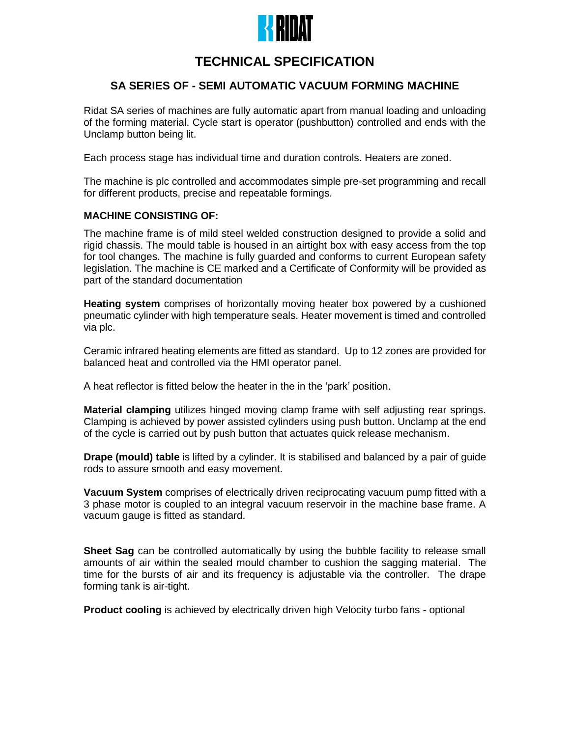RIDAT

# TECHNICAL SPECIFICATION

## SA SERIES OF - SEMI AUTOMATIC VACUUM FORMING MACHINE

Ridat SA series of machines are fully automatic apart from manual loading and unloading of the forming material. Cycle start is operator (pushbutton) controlled and ends with the Unclamp button being lit.

Each process stage has individual time and duration controls. Heaters are zoned.

The machine is plc controlled and accommodates simple pre-set programming and recall for different products, precise and repeatable formings.

**MACHINE CONSISTING OF:**

The machine frame is of mild steel welded construction designed to provide a solid and rigid chassis. The mould table is housed in an airtight box with easy access from the top for tool changes. The machine is fully guarded and conforms to current European safety legislation. The machine is CE marked and a Certificate of Conformity will be provided as part of the standard documentation

**Heating system** comprises of horizontally moving heater box powered by a cushioned pneumatic cylinder with high temperature seals. Heater movement is timed and controlled via plc.

Ceramic infrared heating elements are fitted as standard. Up to 12 zones are provided for balanced heat and controlled via the HMI operator panel.

A heat reflector is fitted below the heater in the in the 'park' position.

**Material clamping** utilizes hinged moving clamp frame with self adjusting rear springs. Clamping is achieved by power assisted cylinders using push button. Unclamp at the end of the cycle is carried out by push button that actuates quick release mechanism.

**Drape (mould) table** is lifted by a cylinder. It is stabilised and balanced by a pair of guide rods to assure smooth and easy movement.

**Vacuum System** comprises of electrically driven reciprocating vacuum pump fitted with a 3 phase motor is coupled to an integral vacuum reservoir in the machine base frame. A vacuum gauge is fitted as standard.

**Sheet Sag** can be controlled automatically by using the bubble facility to release small amounts of air within the sealed mould chamber to cushion the sagging material. The time for the bursts of air and its frequency is adjustable via the controller. The drape forming tank is air-tight.

**Product cooling** is achieved by electrically driven high Velocity turbo fans - optional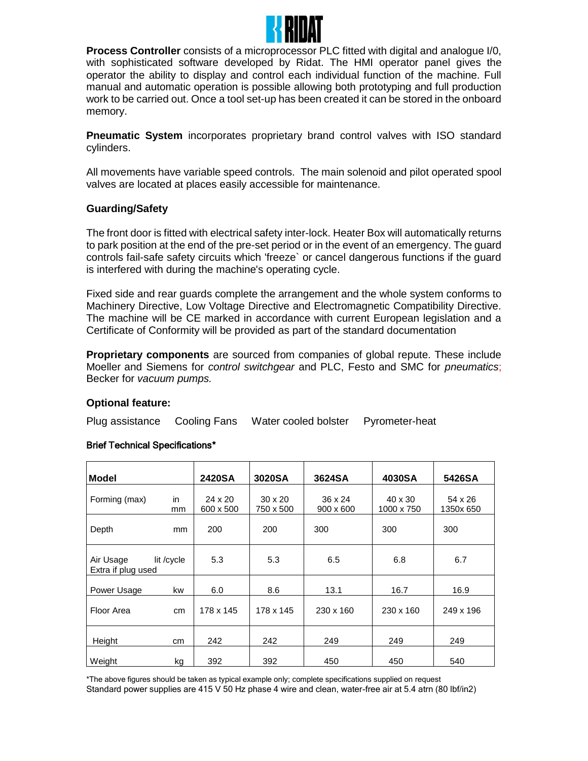**Process Controller** consists of a microprocessor PLC fitted with digital and analogue I/0, with sophisticated software developed by Ridat. The HMI operator panel gives the operator the ability to display and control each individual function of the machine. Full manual and automatic operation is possible allowing both prototyping and full production work to be carried out. Once a tool set-up has been created it can be stored in the onboard memory.

**Pneumatic System** incorporates proprietary brand control valves with ISO standard cylinders.

All movements have variable speed controls. The main solenoid and pilot operated spool valves are located at places easily accessible for maintenance.

**Guarding/Safety**

The front door is fitted with electrical safety inter-lock. Heater Box will automatically returns to park position at the end of the pre-set period or in the event of an emergency. The guard controls fail-safe safety circuits which 'freeze` or cancel dangerous functions if the guard is interfered with during the machine's operating cycle.

Fixed side and rear guards complete the arrangement and the whole system conforms to Machinery Directive, Low Voltage Directive and Electromagnetic Compatibility Directive. The machine will be CE marked in accordance with current European legislation and a Certificate of Conformity will be provided as part of the standard documentation

**Proprietary components** are sourced from companies of global repute. These include Moeller and Siemens for *control switchgear* and PLC, Festo and SMC for *pneumatics*; Becker for *vacuum pumps.*

**Optional feature:**

Plug assistance    Cooling Fans    Water cooled bolster    Pyrometer-heat

**Brief Technical Specifications***

| Model | | 2420SA | 3020SA | 3624SA | 4030SA | 5426SA |
|---|---|---|---|---|---|---|
| Forming (max) | in<br>mm | 24 x 20<br>600 x 500 | 30 x 20<br>750 x 500 | 36 x 24<br>900 x 600 | 40 x 30<br>1000 x 750 | 54 x 26<br>1350x 650 |
| Depth | mm | 200 | 200 | 300 | 300 | 300 |
| Air Usage<br>Extra if plug used | lit /cycle | 5.3 | 5.3 | 6.5 | 6.8 | 6.7 |
| Power Usage | kw | 6.0 | 8.6 | 13.1 | 16.7 | 16.9 |
| Floor Area | cm | 178 x 145 | 178 x 145 | 230 x 160 | 230 x 160 | 249 x 196 |
| Height | cm | 242 | 242 | 249 | 249 | 249 |
| Weight | kg | 392 | 392 | 450 | 450 | 540 |

*The above figures should be taken as typical example only; complete specifications supplied on request
Standard power supplies are 415 V 50 Hz phase 4 wire and clean, water-free air at 5.4 atrn (80 lbf/in2)